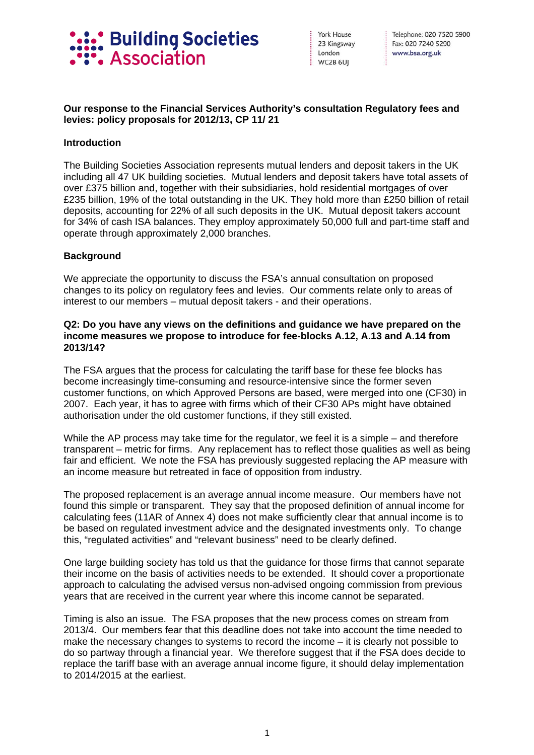**Building Societies Association**

York House
23 Kingsway
London
WC2B 6UJ

Telephone: 020 7520 5900
Fax: 020 7240 5290
www.bsa.org.uk

**Our response to the Financial Services Authority's consultation Regulatory fees and levies: policy proposals for 2012/13, CP 11/ 21**

**Introduction**

The Building Societies Association represents mutual lenders and deposit takers in the UK including all 47 UK building societies. Mutual lenders and deposit takers have total assets of over £375 billion and, together with their subsidiaries, hold residential mortgages of over £235 billion, 19% of the total outstanding in the UK. They hold more than £250 billion of retail deposits, accounting for 22% of all such deposits in the UK. Mutual deposit takers account for 34% of cash ISA balances. They employ approximately 50,000 full and part-time staff and operate through approximately 2,000 branches.

**Background**

We appreciate the opportunity to discuss the FSA's annual consultation on proposed changes to its policy on regulatory fees and levies. Our comments relate only to areas of interest to our members – mutual deposit takers - and their operations.

**Q2: Do you have any views on the definitions and guidance we have prepared on the income measures we propose to introduce for fee-blocks A.12, A.13 and A.14 from 2013/14?**

The FSA argues that the process for calculating the tariff base for these fee blocks has become increasingly time-consuming and resource-intensive since the former seven customer functions, on which Approved Persons are based, were merged into one (CF30) in 2007. Each year, it has to agree with firms which of their CF30 APs might have obtained authorisation under the old customer functions, if they still existed.

While the AP process may take time for the regulator, we feel it is a simple – and therefore transparent – metric for firms. Any replacement has to reflect those qualities as well as being fair and efficient. We note the FSA has previously suggested replacing the AP measure with an income measure but retreated in face of opposition from industry.

The proposed replacement is an average annual income measure. Our members have not found this simple or transparent. They say that the proposed definition of annual income for calculating fees (11AR of Annex 4) does not make sufficiently clear that annual income is to be based on regulated investment advice and the designated investments only. To change this, "regulated activities" and "relevant business" need to be clearly defined.

One large building society has told us that the guidance for those firms that cannot separate their income on the basis of activities needs to be extended. It should cover a proportionate approach to calculating the advised versus non-advised ongoing commission from previous years that are received in the current year where this income cannot be separated.

Timing is also an issue. The FSA proposes that the new process comes on stream from 2013/4. Our members fear that this deadline does not take into account the time needed to make the necessary changes to systems to record the income – it is clearly not possible to do so partway through a financial year. We therefore suggest that if the FSA does decide to replace the tariff base with an average annual income figure, it should delay implementation to 2014/2015 at the earliest.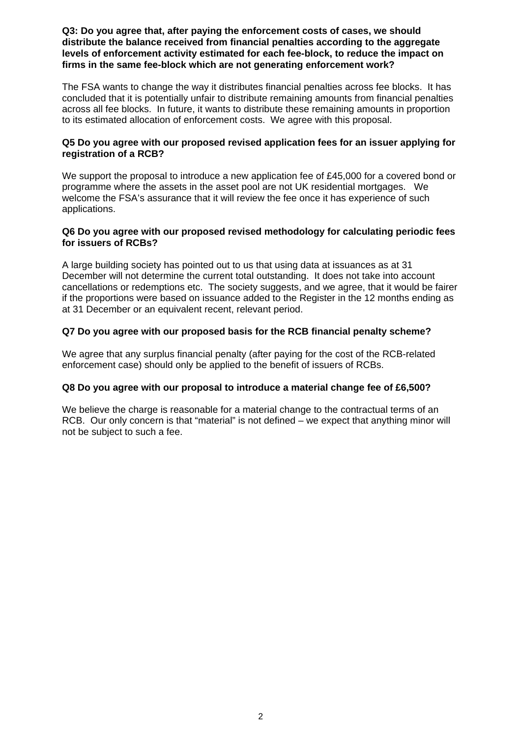**Q3: Do you agree that, after paying the enforcement costs of cases, we should distribute the balance received from financial penalties according to the aggregate levels of enforcement activity estimated for each fee-block, to reduce the impact on firms in the same fee-block which are not generating enforcement work?**

The FSA wants to change the way it distributes financial penalties across fee blocks. It has concluded that it is potentially unfair to distribute remaining amounts from financial penalties across all fee blocks. In future, it wants to distribute these remaining amounts in proportion to its estimated allocation of enforcement costs. We agree with this proposal.

**Q5 Do you agree with our proposed revised application fees for an issuer applying for registration of a RCB?**

We support the proposal to introduce a new application fee of £45,000 for a covered bond or programme where the assets in the asset pool are not UK residential mortgages. We welcome the FSA's assurance that it will review the fee once it has experience of such applications.

**Q6 Do you agree with our proposed revised methodology for calculating periodic fees for issuers of RCBs?**

A large building society has pointed out to us that using data at issuances as at 31 December will not determine the current total outstanding. It does not take into account cancellations or redemptions etc. The society suggests, and we agree, that it would be fairer if the proportions were based on issuance added to the Register in the 12 months ending as at 31 December or an equivalent recent, relevant period.

**Q7 Do you agree with our proposed basis for the RCB financial penalty scheme?**

We agree that any surplus financial penalty (after paying for the cost of the RCB-related enforcement case) should only be applied to the benefit of issuers of RCBs.

**Q8 Do you agree with our proposal to introduce a material change fee of £6,500?**

We believe the charge is reasonable for a material change to the contractual terms of an RCB. Our only concern is that "material" is not defined – we expect that anything minor will not be subject to such a fee.